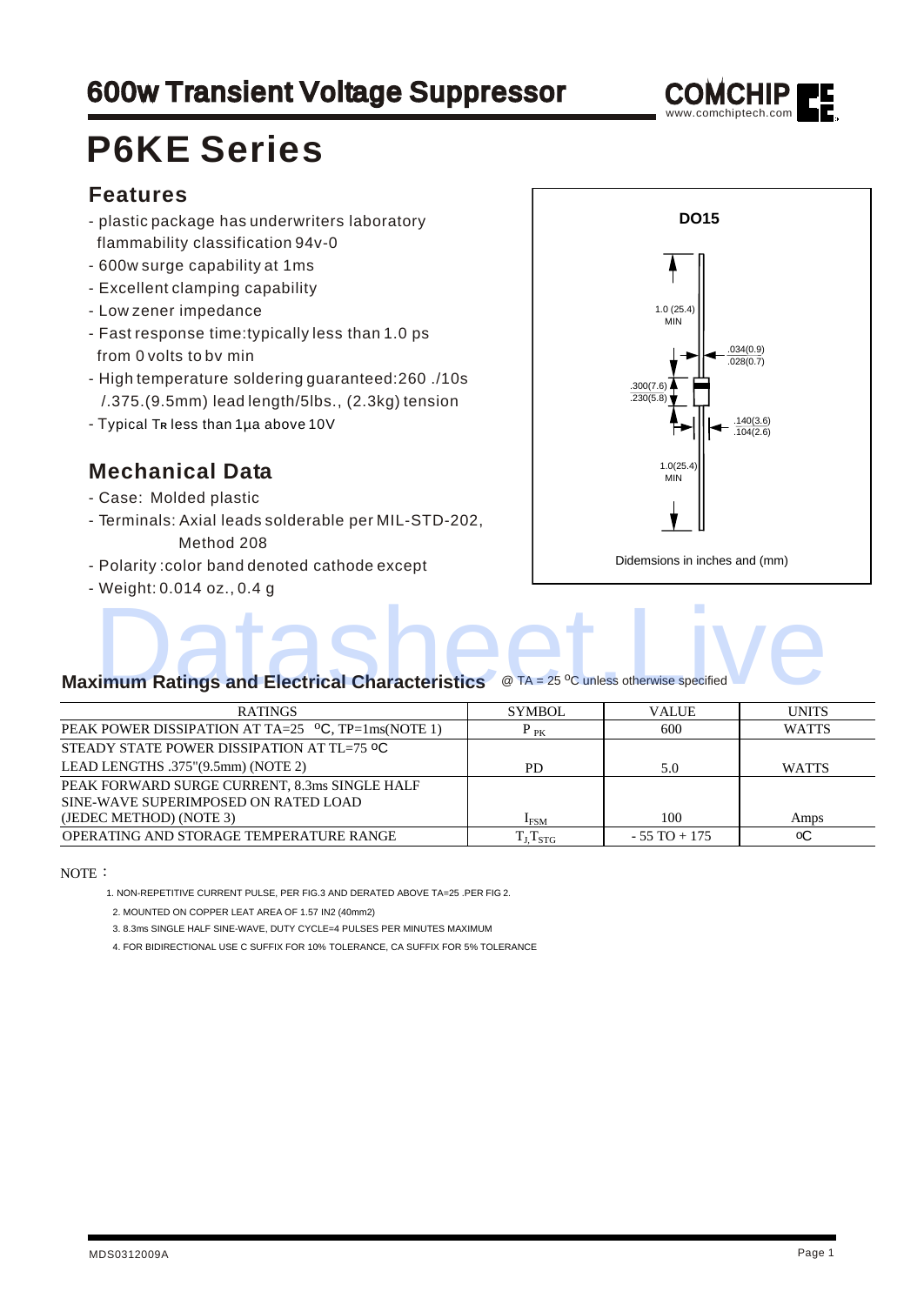# 600w Transient Voltage Suppressor

# P6KE Series

## Features

- plastic package has underwriters laboratory flammability classification 94v-0
- 600w surge capability at 1ms
- Excellent clamping capability
- Low zener impedance
- Fast response time:typically less than 1.0 ps from 0 volts to bv min
- High temperature soldering guaranteed:260 ./10s /.375.(9.5mm) lead length/5lbs., (2.3kg) tension
- Typical $T_R$ less than 1μa above 10V

## Mechanical Data

- Case: Molded plastic
- Terminals: Axial leads solderable per MIL-STD-202, Method 208
- Polarity :color band denoted cathode except
- Weight: 0.014 oz., 0.4 g

DO15

1.0 (25.4) MIN

.034(0.9)
.028(0.7)

.300(7.6)
.230(5.8)

.140(3.6)
.104(2.6)

1.0(25.4) MIN

Didemsions in inches and (mm)

## Maximum Ratings and Electrical Characteristics

@ TA = 25 °C unless otherwise specified

| RATINGS | SYMBOL | VALUE | UNITS |
|---|---|---|---|
| PEAK POWER DISSIPATION AT TA=25 °C, TP=1ms(NOTE 1) | $P_{PK}$ | 600 | WATTS |
| STEADY STATE POWER DISSIPATION AT TL=75 °C LEAD LENGTHS .375"(9.5mm) (NOTE 2) | PD | 5.0 | WATTS |
| PEAK FORWARD SURGE CURRENT, 8.3ms SINGLE HALF SINE-WAVE SUPERIMPOSED ON RATED LOAD (JEDEC METHOD) (NOTE 3) | $I_{FSM}$ | 100 | Amps |
| OPERATING AND STORAGE TEMPERATURE RANGE | $T_J, T_{STG}$ | - 55 TO + 175 | °C |

NOTE：

1. NON-REPETITIVE CURRENT PULSE, PER FIG.3 AND DERATED ABOVE TA=25 .PER FIG 2.
2. MOUNTED ON COPPER LEAT AREA OF 1.57 IN2 (40mm2)
3. 8.3ms SINGLE HALF SINE-WAVE, DUTY CYCLE=4 PULSES PER MINUTES MAXIMUM
4. FOR BIDIRECTIONAL USE C SUFFIX FOR 10% TOLERANCE, CA SUFFIX FOR 5% TOLERANCE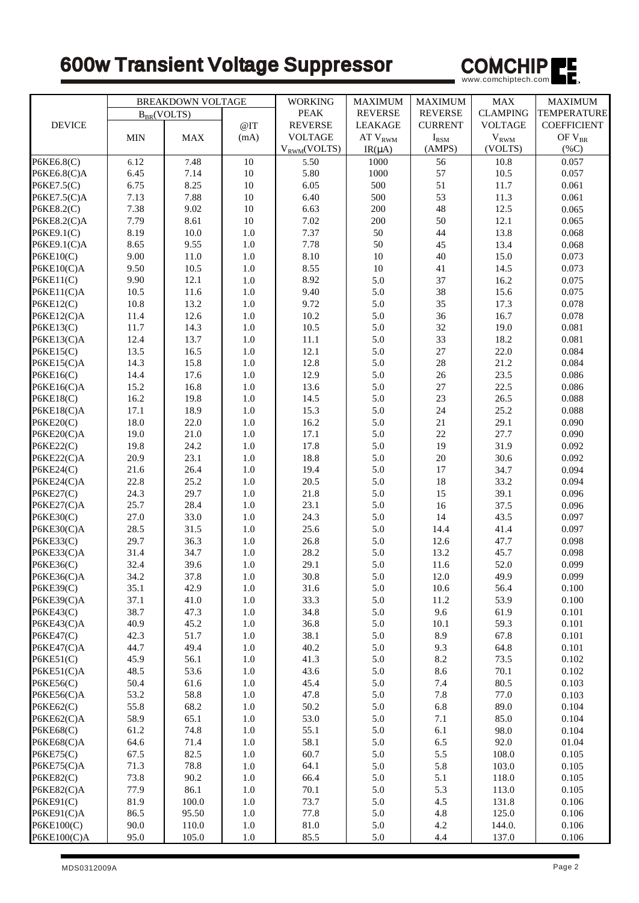# 600w Transient Voltage Suppressor

| DEVICE | BREAKDOWN VOLTAGE $B_{BR}$(VOLTS) MIN | MAX | @IT (mA) | WORKING PEAK REVERSE VOLTAGE $V_{RWM}$(VOLTS) | MAXIMUM REVERSE LEAKAGE AT $V_{RWM}$ IR(μA) | MAXIMUM REVERSE CURRENT $I_{RSM}$ (AMPS) | MAX CLAMPING VOLTAGE $V_{RWM}$ (VOLTS) | MAXIMUM TEMPERATURE COEFFICIENT OF $V_{BR}$ (%C) |
|---|---|---|---|---|---|---|---|---|
| P6KE6.8(C) | 6.12 | 7.48 | 10 | 5.50 | 1000 | 56 | 10.8 | 0.057 |
| P6KE6.8(C)A | 6.45 | 7.14 | 10 | 5.80 | 1000 | 57 | 10.5 | 0.057 |
| P6KE7.5(C) | 6.75 | 8.25 | 10 | 6.05 | 500 | 51 | 11.7 | 0.061 |
| P6KE7.5(C)A | 7.13 | 7.88 | 10 | 6.40 | 500 | 53 | 11.3 | 0.061 |
| P6KE8.2(C) | 7.38 | 9.02 | 10 | 6.63 | 200 | 48 | 12.5 | 0.065 |
| P6KE8.2(C)A | 7.79 | 8.61 | 10 | 7.02 | 200 | 50 | 12.1 | 0.065 |
| P6KE9.1(C) | 8.19 | 10.0 | 1.0 | 7.37 | 50 | 44 | 13.8 | 0.068 |
| P6KE9.1(C)A | 8.65 | 9.55 | 1.0 | 7.78 | 50 | 45 | 13.4 | 0.068 |
| P6KE10(C) | 9.00 | 11.0 | 1.0 | 8.10 | 10 | 40 | 15.0 | 0.073 |
| P6KE10(C)A | 9.50 | 10.5 | 1.0 | 8.55 | 10 | 41 | 14.5 | 0.073 |
| P6KE11(C) | 9.90 | 12.1 | 1.0 | 8.92 | 5.0 | 37 | 16.2 | 0.075 |
| P6KE11(C)A | 10.5 | 11.6 | 1.0 | 9.40 | 5.0 | 38 | 15.6 | 0.075 |
| P6KE12(C) | 10.8 | 13.2 | 1.0 | 9.72 | 5.0 | 35 | 17.3 | 0.078 |
| P6KE12(C)A | 11.4 | 12.6 | 1.0 | 10.2 | 5.0 | 36 | 16.7 | 0.078 |
| P6KE13(C) | 11.7 | 14.3 | 1.0 | 10.5 | 5.0 | 32 | 19.0 | 0.081 |
| P6KE13(C)A | 12.4 | 13.7 | 1.0 | 11.1 | 5.0 | 33 | 18.2 | 0.081 |
| P6KE15(C) | 13.5 | 16.5 | 1.0 | 12.1 | 5.0 | 27 | 22.0 | 0.084 |
| P6KE15(C)A | 14.3 | 15.8 | 1.0 | 12.8 | 5.0 | 28 | 21.2 | 0.084 |
| P6KE16(C) | 14.4 | 17.6 | 1.0 | 12.9 | 5.0 | 26 | 23.5 | 0.086 |
| P6KE16(C)A | 15.2 | 16.8 | 1.0 | 13.6 | 5.0 | 27 | 22.5 | 0.086 |
| P6KE18(C) | 16.2 | 19.8 | 1.0 | 14.5 | 5.0 | 23 | 26.5 | 0.088 |
| P6KE18(C)A | 17.1 | 18.9 | 1.0 | 15.3 | 5.0 | 24 | 25.2 | 0.088 |
| P6KE20(C) | 18.0 | 22.0 | 1.0 | 16.2 | 5.0 | 21 | 29.1 | 0.090 |
| P6KE20(C)A | 19.0 | 21.0 | 1.0 | 17.1 | 5.0 | 22 | 27.7 | 0.090 |
| P6KE22(C) | 19.8 | 24.2 | 1.0 | 17.8 | 5.0 | 19 | 31.9 | 0.092 |
| P6KE22(C)A | 20.9 | 23.1 | 1.0 | 18.8 | 5.0 | 20 | 30.6 | 0.092 |
| P6KE24(C) | 21.6 | 26.4 | 1.0 | 19.4 | 5.0 | 17 | 34.7 | 0.094 |
| P6KE24(C)A | 22.8 | 25.2 | 1.0 | 20.5 | 5.0 | 18 | 33.2 | 0.094 |
| P6KE27(C) | 24.3 | 29.7 | 1.0 | 21.8 | 5.0 | 15 | 39.1 | 0.096 |
| P6KE27(C)A | 25.7 | 28.4 | 1.0 | 23.1 | 5.0 | 16 | 37.5 | 0.096 |
| P6KE30(C) | 27.0 | 33.0 | 1.0 | 24.3 | 5.0 | 14 | 43.5 | 0.097 |
| P6KE30(C)A | 28.5 | 31.5 | 1.0 | 25.6 | 5.0 | 14.4 | 41.4 | 0.097 |
| P6KE33(C) | 29.7 | 36.3 | 1.0 | 26.8 | 5.0 | 12.6 | 47.7 | 0.098 |
| P6KE33(C)A | 31.4 | 34.7 | 1.0 | 28.2 | 5.0 | 13.2 | 45.7 | 0.098 |
| P6KE36(C) | 32.4 | 39.6 | 1.0 | 29.1 | 5.0 | 11.6 | 52.0 | 0.099 |
| P6KE36(C)A | 34.2 | 37.8 | 1.0 | 30.8 | 5.0 | 12.0 | 49.9 | 0.099 |
| P6KE39(C) | 35.1 | 42.9 | 1.0 | 31.6 | 5.0 | 10.6 | 56.4 | 0.100 |
| P6KE39(C)A | 37.1 | 41.0 | 1.0 | 33.3 | 5.0 | 11.2 | 53.9 | 0.100 |
| P6KE43(C) | 38.7 | 47.3 | 1.0 | 34.8 | 5.0 | 9.6 | 61.9 | 0.101 |
| P6KE43(C)A | 40.9 | 45.2 | 1.0 | 36.8 | 5.0 | 10.1 | 59.3 | 0.101 |
| P6KE47(C) | 42.3 | 51.7 | 1.0 | 38.1 | 5.0 | 8.9 | 67.8 | 0.101 |
| P6KE47(C)A | 44.7 | 49.4 | 1.0 | 40.2 | 5.0 | 9.3 | 64.8 | 0.101 |
| P6KE51(C) | 45.9 | 56.1 | 1.0 | 41.3 | 5.0 | 8.2 | 73.5 | 0.102 |
| P6KE51(C)A | 48.5 | 53.6 | 1.0 | 43.6 | 5.0 | 8.6 | 70.1 | 0.102 |
| P6KE56(C) | 50.4 | 61.6 | 1.0 | 45.4 | 5.0 | 7.4 | 80.5 | 0.103 |
| P6KE56(C)A | 53.2 | 58.8 | 1.0 | 47.8 | 5.0 | 7.8 | 77.0 | 0.103 |
| P6KE62(C) | 55.8 | 68.2 | 1.0 | 50.2 | 5.0 | 6.8 | 89.0 | 0.104 |
| P6KE62(C)A | 58.9 | 65.1 | 1.0 | 53.0 | 5.0 | 7.1 | 85.0 | 0.104 |
| P6KE68(C) | 61.2 | 74.8 | 1.0 | 55.1 | 5.0 | 6.1 | 98.0 | 0.104 |
| P6KE68(C)A | 64.6 | 71.4 | 1.0 | 58.1 | 5.0 | 6.5 | 92.0 | 01.04 |
| P6KE75(C) | 67.5 | 82.5 | 1.0 | 60.7 | 5.0 | 5.5 | 108.0 | 0.105 |
| P6KE75(C)A | 71.3 | 78.8 | 1.0 | 64.1 | 5.0 | 5.8 | 103.0 | 0.105 |
| P6KE82(C) | 73.8 | 90.2 | 1.0 | 66.4 | 5.0 | 5.1 | 118.0 | 0.105 |
| P6KE82(C)A | 77.9 | 86.1 | 1.0 | 70.1 | 5.0 | 5.3 | 113.0 | 0.105 |
| P6KE91(C) | 81.9 | 100.0 | 1.0 | 73.7 | 5.0 | 4.5 | 131.8 | 0.106 |
| P6KE91(C)A | 86.5 | 95.50 | 1.0 | 77.8 | 5.0 | 4.8 | 125.0 | 0.106 |
| P6KE100(C) | 90.0 | 110.0 | 1.0 | 81.0 | 5.0 | 4.2 | 144.0. | 0.106 |
| P6KE100(C)A | 95.0 | 105.0 | 1.0 | 85.5 | 5.0 | 4.4 | 137.0 | 0.106 |

MDS0312009A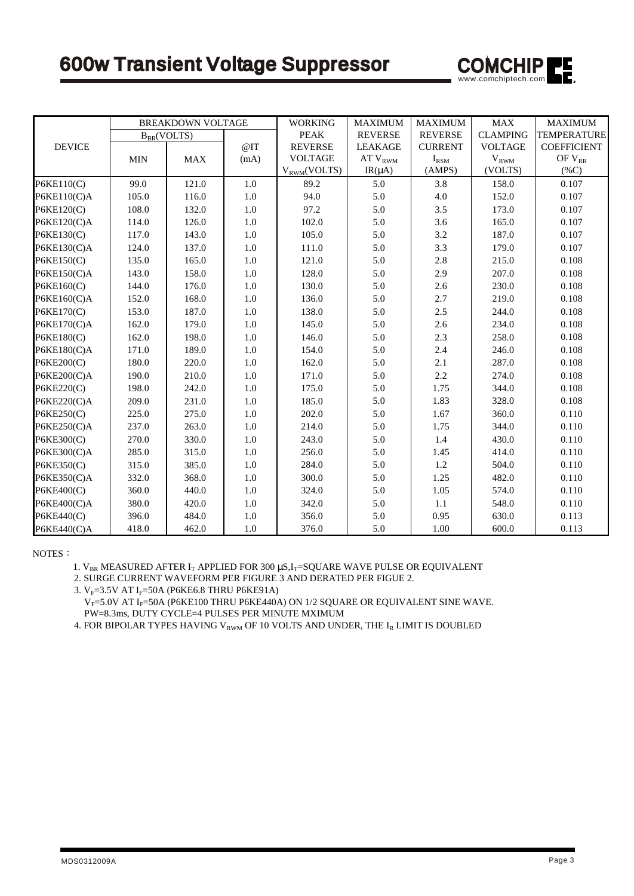# 600w Transient Voltage Suppressor

| DEVICE | BREAKDOWN VOLTAGE $B_{BR}$(VOLTS) MIN | BREAKDOWN VOLTAGE $B_{BR}$(VOLTS) MAX | @IT (mA) | WORKING PEAK REVERSE VOLTAGE $V_{RWM}$(VOLTS) | MAXIMUM REVERSE LEAKAGE AT $V_{RWM}$ IR(μA) | MAXIMUM REVERSE CURRENT $I_{RSM}$ (AMPS) | MAX CLAMPING VOLTAGE $V_{RWM}$ (VOLTS) | MAXIMUM TEMPERATURE COEFFICIENT OF $V_{RR}$ (%C) |
|---|---|---|---|---|---|---|---|---|
| P6KE110(C) | 99.0 | 121.0 | 1.0 | 89.2 | 5.0 | 3.8 | 158.0 | 0.107 |
| P6KE110(C)A | 105.0 | 116.0 | 1.0 | 94.0 | 5.0 | 4.0 | 152.0 | 0.107 |
| P6KE120(C) | 108.0 | 132.0 | 1.0 | 97.2 | 5.0 | 3.5 | 173.0 | 0.107 |
| P6KE120(C)A | 114.0 | 126.0 | 1.0 | 102.0 | 5.0 | 3.6 | 165.0 | 0.107 |
| P6KE130(C) | 117.0 | 143.0 | 1.0 | 105.0 | 5.0 | 3.2 | 187.0 | 0.107 |
| P6KE130(C)A | 124.0 | 137.0 | 1.0 | 111.0 | 5.0 | 3.3 | 179.0 | 0.107 |
| P6KE150(C) | 135.0 | 165.0 | 1.0 | 121.0 | 5.0 | 2.8 | 215.0 | 0.108 |
| P6KE150(C)A | 143.0 | 158.0 | 1.0 | 128.0 | 5.0 | 2.9 | 207.0 | 0.108 |
| P6KE160(C) | 144.0 | 176.0 | 1.0 | 130.0 | 5.0 | 2.6 | 230.0 | 0.108 |
| P6KE160(C)A | 152.0 | 168.0 | 1.0 | 136.0 | 5.0 | 2.7 | 219.0 | 0.108 |
| P6KE170(C) | 153.0 | 187.0 | 1.0 | 138.0 | 5.0 | 2.5 | 244.0 | 0.108 |
| P6KE170(C)A | 162.0 | 179.0 | 1.0 | 145.0 | 5.0 | 2.6 | 234.0 | 0.108 |
| P6KE180(C) | 162.0 | 198.0 | 1.0 | 146.0 | 5.0 | 2.3 | 258.0 | 0.108 |
| P6KE180(C)A | 171.0 | 189.0 | 1.0 | 154.0 | 5.0 | 2.4 | 246.0 | 0.108 |
| P6KE200(C) | 180.0 | 220.0 | 1.0 | 162.0 | 5.0 | 2.1 | 287.0 | 0.108 |
| P6KE200(C)A | 190.0 | 210.0 | 1.0 | 171.0 | 5.0 | 2.2 | 274.0 | 0.108 |
| P6KE220(C) | 198.0 | 242.0 | 1.0 | 175.0 | 5.0 | 1.75 | 344.0 | 0.108 |
| P6KE220(C)A | 209.0 | 231.0 | 1.0 | 185.0 | 5.0 | 1.83 | 328.0 | 0.108 |
| P6KE250(C) | 225.0 | 275.0 | 1.0 | 202.0 | 5.0 | 1.67 | 360.0 | 0.110 |
| P6KE250(C)A | 237.0 | 263.0 | 1.0 | 214.0 | 5.0 | 1.75 | 344.0 | 0.110 |
| P6KE300(C) | 270.0 | 330.0 | 1.0 | 243.0 | 5.0 | 1.4 | 430.0 | 0.110 |
| P6KE300(C)A | 285.0 | 315.0 | 1.0 | 256.0 | 5.0 | 1.45 | 414.0 | 0.110 |
| P6KE350(C) | 315.0 | 385.0 | 1.0 | 284.0 | 5.0 | 1.2 | 504.0 | 0.110 |
| P6KE350(C)A | 332.0 | 368.0 | 1.0 | 300.0 | 5.0 | 1.25 | 482.0 | 0.110 |
| P6KE400(C) | 360.0 | 440.0 | 1.0 | 324.0 | 5.0 | 1.05 | 574.0 | 0.110 |
| P6KE400(C)A | 380.0 | 420.0 | 1.0 | 342.0 | 5.0 | 1.1 | 548.0 | 0.110 |
| P6KE440(C) | 396.0 | 484.0 | 1.0 | 356.0 | 5.0 | 0.95 | 630.0 | 0.113 |
| P6KE440(C)A | 418.0 | 462.0 | 1.0 | 376.0 | 5.0 | 1.00 | 600.0 | 0.113 |

NOTES：

1. $V_{BR}$ MEASURED AFTER $I_T$ APPLIED FOR 300 μS,$I_T$=SQUARE WAVE PULSE OR EQUIVALENT
2. SURGE CURRENT WAVEFORM PER FIGURE 3 AND DERATED PER FIGUE 2.
3. $V_F$=3.5V AT $I_F$=50A (P6KE6.8 THRU P6KE91A)
   $V_F$=5.0V AT $I_F$=50A (P6KE100 THRU P6KE440A) ON 1/2 SQUARE OR EQUIVALENT SINE WAVE.
   PW=8.3ms, DUTY CYCLE=4 PULSES PER MINUTE MXIMUM
4. FOR BIPOLAR TYPES HAVING $V_{RWM}$ OF 10 VOLTS AND UNDER, THE $I_R$ LIMIT IS DOUBLED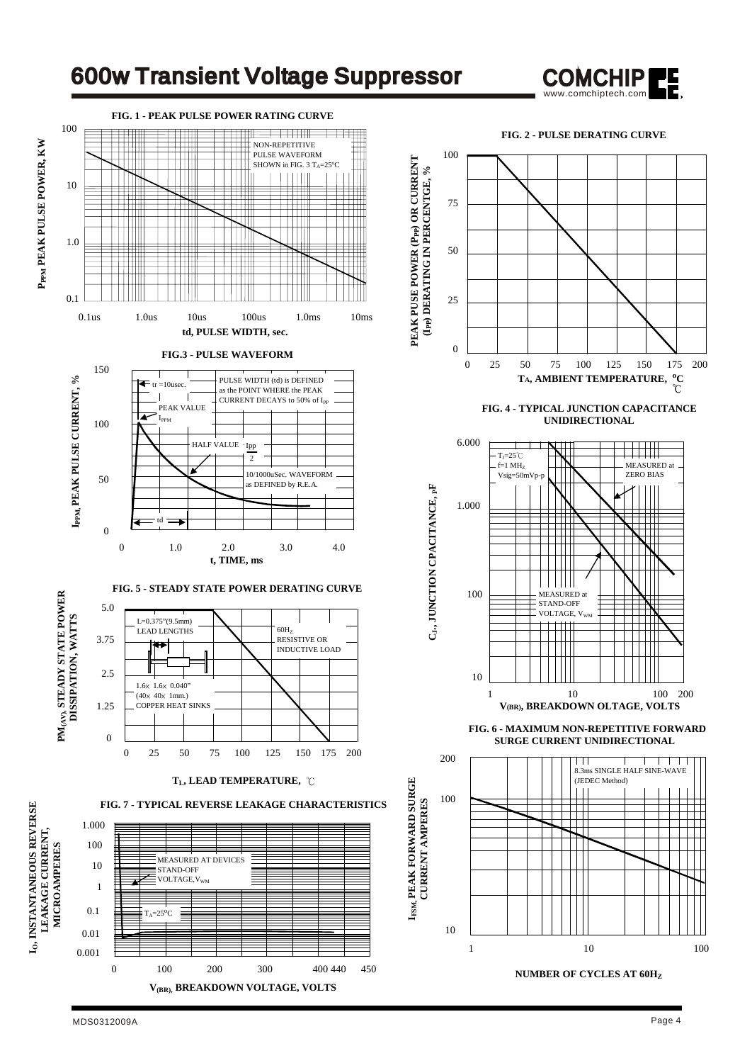# 600w Transient Voltage Suppressor

COMCHIP
www.comchiptech.com

**FIG. 1 - PEAK PULSE POWER RATING CURVE**

$P_{PPM}$ PEAK PULSE POWER, KW

100
10
1.0
0.1

NON-REPETITIVE
PULSE WAVEFORM
SHOWN in FIG. 3 $T_A$=25°C

0.1us 1.0us 10us 100us 1.0ms 10ms

td, PULSE WIDTH, sec.

**FIG. 2 - PULSE DERATING CURVE**

PEAK PUSE POWER ($P_{PP}$) OR CURRENT ($I_{PP}$) DERATING IN PERCENTGE, %

100
75
50
25
0

0 25 50 75 100 125 150 175 200

$T_A$, AMBIENT TEMPERATURE, °C

**FIG.3 - PULSE WAVEFORM**

$I_{PPM}$, PEAK PULSE CURRENT, %

150
100
50
0

tr =10usec.

PULSE WIDTH (td) is DEFINED as the POINT WHERE the PEAK CURRENT DECAYS to 50% of $I_{PP}$

PEAK VALUE $I_{PPM}$

HALF VALUE $\frac{Ipp}{2}$

10/1000uSec. WAVEFORM as DEFINED by R.E.A.

td

0 1.0 2.0 3.0 4.0

t, TIME, ms

**FIG. 4 - TYPICAL JUNCTION CAPACITANCE UNIDIRECTIONAL**

$C_J$, JUNCTION CPACITANCE, pF

6.000
1.000
100
10

$T_J$=25°C
f=1 $MH_Z$
Vsig=50mVp-p

MEASURED at ZERO BIAS

MEASURED at STAND-OFF VOLTAGE, $V_{WM}$

1 10 100 200

$V_{(BR)}$, BREAKDOWN OLTAGE, VOLTS

**FIG. 5 - STEADY STATE POWER DERATING CURVE**

$PM_{(AV)}$, STEADY STATE POWER DISSIPATION, WATTS

5.0
3.75
2.5
1.25
0

L=0.375"(9.5mm)
LEAD LENGTHS

$60H_Z$
RESISTIVE OR INDUCTIVE LOAD

1.6× 1.6× 0.040"
(40× 40× 1mm.)
COPPER HEAT SINKS

0 25 50 75 100 125 150 175 200

$T_L$, LEAD TEMPERATURE, ℃

**FIG. 6 - MAXIMUM NON-REPETITIVE FORWARD SURGE CURRENT UNIDIRECTIONAL**

$I_{FSM}$, PEAK FORWARD SURGE CURRENT AMPERES

200
100
10

8.3ms SINGLE HALF SINE-WAVE
(JEDEC Method)

1 10 100

NUMBER OF CYCLES AT $60H_Z$

**FIG. 7 - TYPICAL REVERSE LEAKAGE CHARACTERISTICS**

$I_O$, INSTANTANEOUS REVERSE LEAKAGE CURRENT, MICROAMPERES

1.000
100
10
1
0.1
0.01
0.001

MEASURED AT DEVICES STAND-OFF VOLTAGE,$V_{WM}$

$T_A$=25°C

0 100 200 300 400 440 450

$V_{(BR)}$, BREAKDOWN VOLTAGE, VOLTS

MDS0312009A